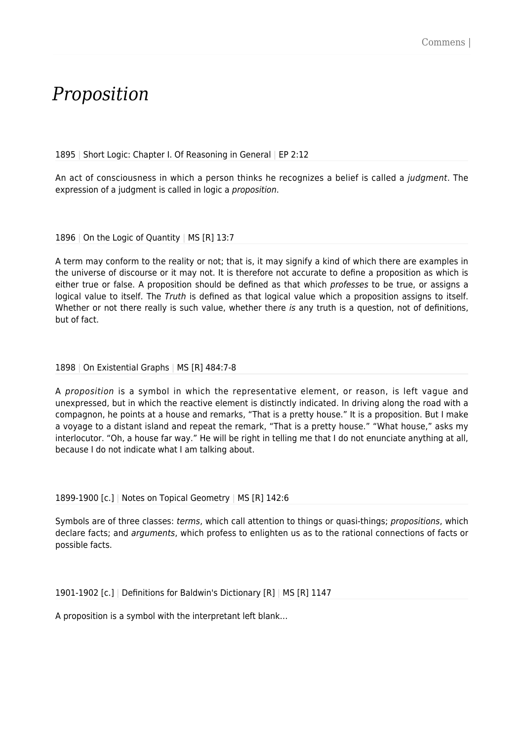# *Proposition*

1895 | Short Logic: Chapter I. Of Reasoning in General | EP 2:12

An act of consciousness in which a person thinks he recognizes a belief is called a *judgment*. The expression of a judgment is called in logic a *proposition*.

1896 | On the Logic of Quantity | MS [R] 13:7

A term may conform to the reality or not; that is, it may signify a kind of which there are examples in the universe of discourse or it may not. It is therefore not accurate to define a proposition as which is either true or false. A proposition should be defined as that which *professes* to be true, or assigns a logical value to itself. The *Truth* is defined as that logical value which a proposition assigns to itself. Whether or not there really is such value, whether there *is* any truth is a question, not of definitions, but of fact.

1898 | On Existential Graphs | MS [R] 484:7-8

A *proposition* is a symbol in which the representative element, or reason, is left vague and unexpressed, but in which the reactive element is distinctly indicated. In driving along the road with a compagnon, he points at a house and remarks, "That is a pretty house." It is a proposition. But I make a voyage to a distant island and repeat the remark, "That is a pretty house." "What house," asks my interlocutor. "Oh, a house far way." He will be right in telling me that I do not enunciate anything at all, because I do not indicate what I am talking about.

1899-1900 [c.] | Notes on Topical Geometry | MS [R] 142:6

Symbols are of three classes: *terms*, which call attention to things or quasi-things; *propositions*, which declare facts; and *arguments*, which profess to enlighten us as to the rational connections of facts or possible facts.

1901-1902 [c.] | Definitions for Baldwin's Dictionary [R] | MS [R] 1147

A proposition is a symbol with the interpretant left blank…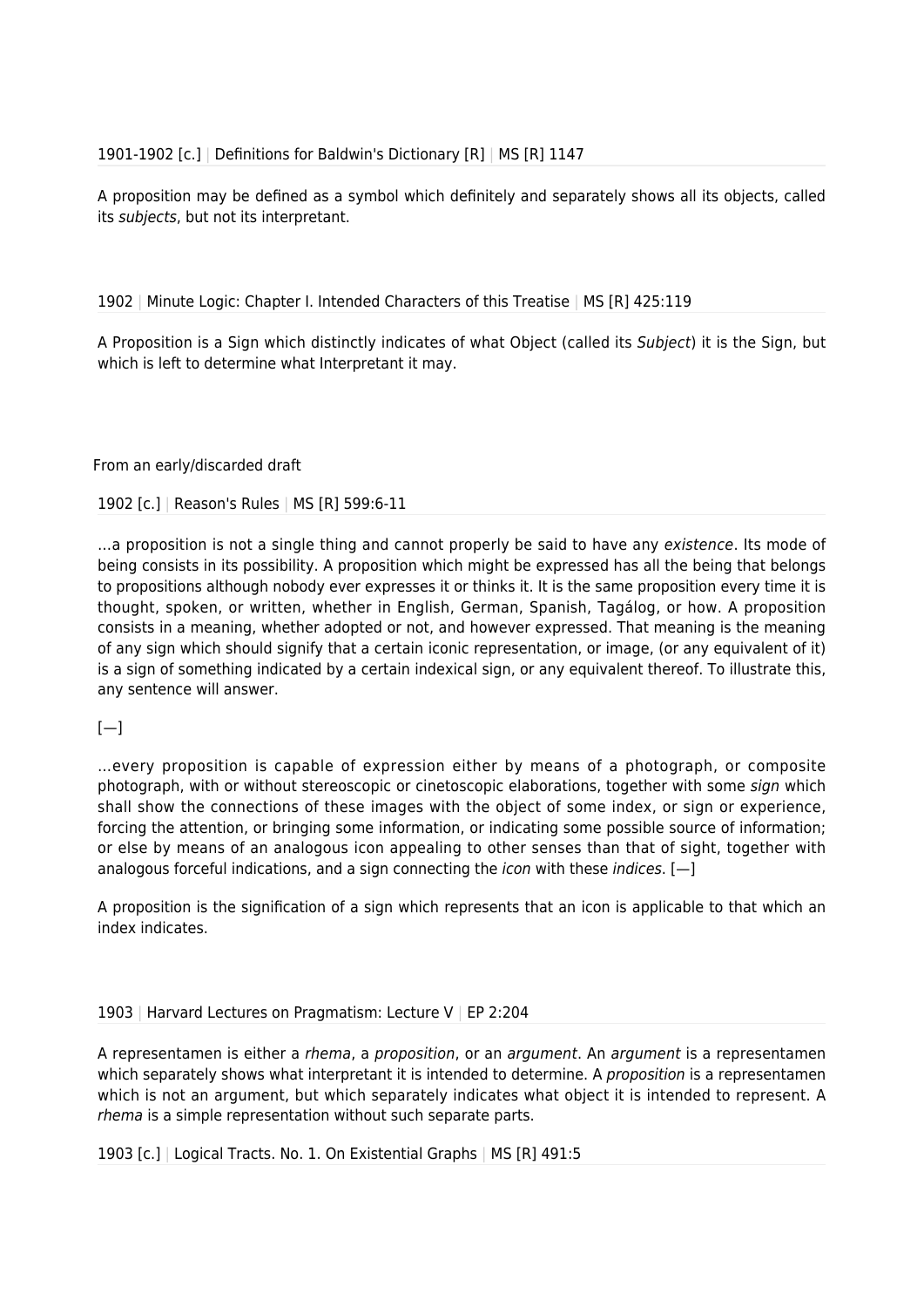1901-1902 [c.] | Definitions for Baldwin's Dictionary [R] | MS [R] 1147

A proposition may be defined as a symbol which definitely and separately shows all its objects, called its *subjects*, but not its interpretant.

1902 | Minute Logic: Chapter I. Intended Characters of this Treatise | MS [R] 425:119

A Proposition is a Sign which distinctly indicates of what Object (called its *Subject*) it is the Sign, but which is left to determine what Interpretant it may.

From an early/discarded draft

1902 [c.] | Reason's Rules | MS [R] 599:6-11

…a proposition is not a single thing and cannot properly be said to have any *existence*. Its mode of being consists in its possibility. A proposition which might be expressed has all the being that belongs to propositions although nobody ever expresses it or thinks it. It is the same proposition every time it is thought, spoken, or written, whether in English, German, Spanish, Tagálog, or how. A proposition consists in a meaning, whether adopted or not, and however expressed. That meaning is the meaning of any sign which should signify that a certain iconic representation, or image, (or any equivalent of it) is a sign of something indicated by a certain indexical sign, or any equivalent thereof. To illustrate this, any sentence will answer.

[—]

…every proposition is capable of expression either by means of a photograph, or composite photograph, with or without stereoscopic or cinetoscopic elaborations, together with some *sign* which shall show the connections of these images with the object of some index, or sign or experience, forcing the attention, or bringing some information, or indicating some possible source of information; or else by means of an analogous icon appealing to other senses than that of sight, together with analogous forceful indications, and a sign connecting the *icon* with these *indices*. [—]

A proposition is the signification of a sign which represents that an icon is applicable to that which an index indicates.

1903 | Harvard Lectures on Pragmatism: Lecture V | EP 2:204

A representamen is either a *rhema*, a *proposition*, or an *argument*. An *argument* is a representamen which separately shows what interpretant it is intended to determine. A *proposition* is a representamen which is not an argument, but which separately indicates what object it is intended to represent. A *rhema* is a simple representation without such separate parts.

1903 [c.] | Logical Tracts. No. 1. On Existential Graphs | MS [R] 491:5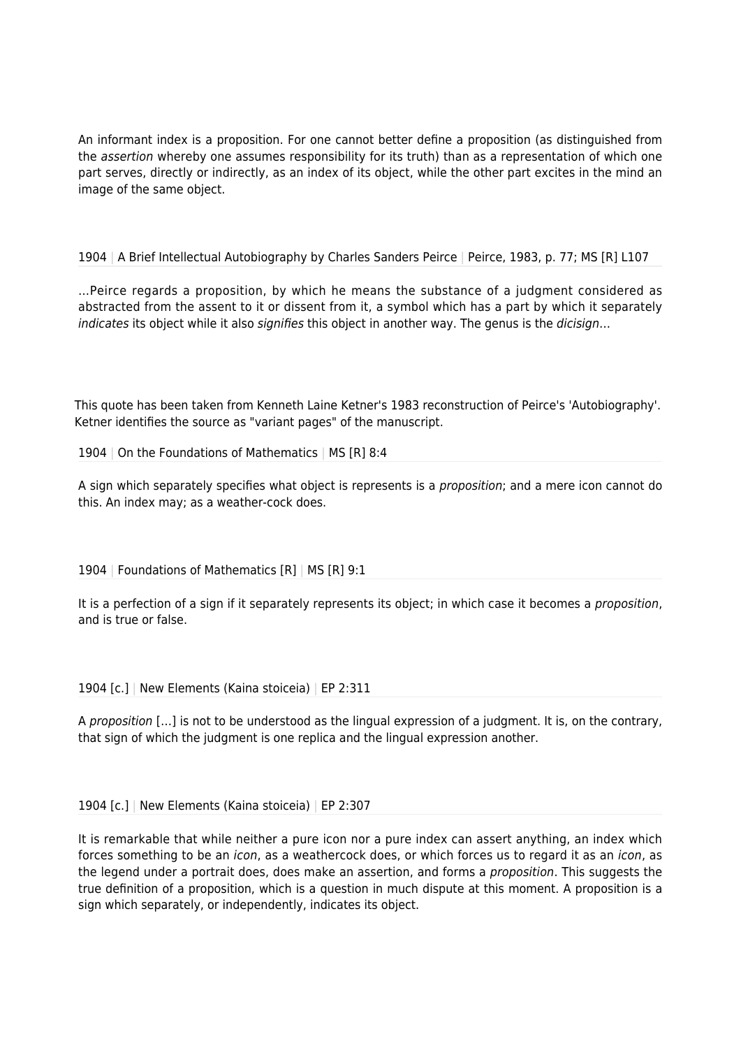An informant index is a proposition. For one cannot better define a proposition (as distinguished from the *assertion* whereby one assumes responsibility for its truth) than as a representation of which one part serves, directly or indirectly, as an index of its object, while the other part excites in the mind an image of the same object.

1904 | A Brief Intellectual Autobiography by Charles Sanders Peirce | Peirce, 1983, p. 77; MS [R] L107

…Peirce regards a proposition, by which he means the substance of a judgment considered as abstracted from the assent to it or dissent from it, a symbol which has a part by which it separately *indicates* its object while it also *signifies* this object in another way. The genus is the *dicisign*…

This quote has been taken from Kenneth Laine Ketner's 1983 reconstruction of Peirce's 'Autobiography'. Ketner identifies the source as "variant pages" of the manuscript.

1904 | On the Foundations of Mathematics | MS [R] 8:4

A sign which separately specifies what object is represents is a *proposition*; and a mere icon cannot do this. An index may; as a weather-cock does.

1904 | Foundations of Mathematics [R] | MS [R] 9:1

It is a perfection of a sign if it separately represents its object; in which case it becomes a *proposition*, and is true or false.

1904 [c.] | New Elements (Kaina stoiceia) | EP 2:311

A *proposition* […] is not to be understood as the lingual expression of a judgment. It is, on the contrary, that sign of which the judgment is one replica and the lingual expression another.

1904 [c.] | New Elements (Kaina stoiceia) | EP 2:307

It is remarkable that while neither a pure icon nor a pure index can assert anything, an index which forces something to be an *icon*, as a weathercock does, or which forces us to regard it as an *icon*, as the legend under a portrait does, does make an assertion, and forms a *proposition*. This suggests the true definition of a proposition, which is a question in much dispute at this moment. A proposition is a sign which separately, or independently, indicates its object.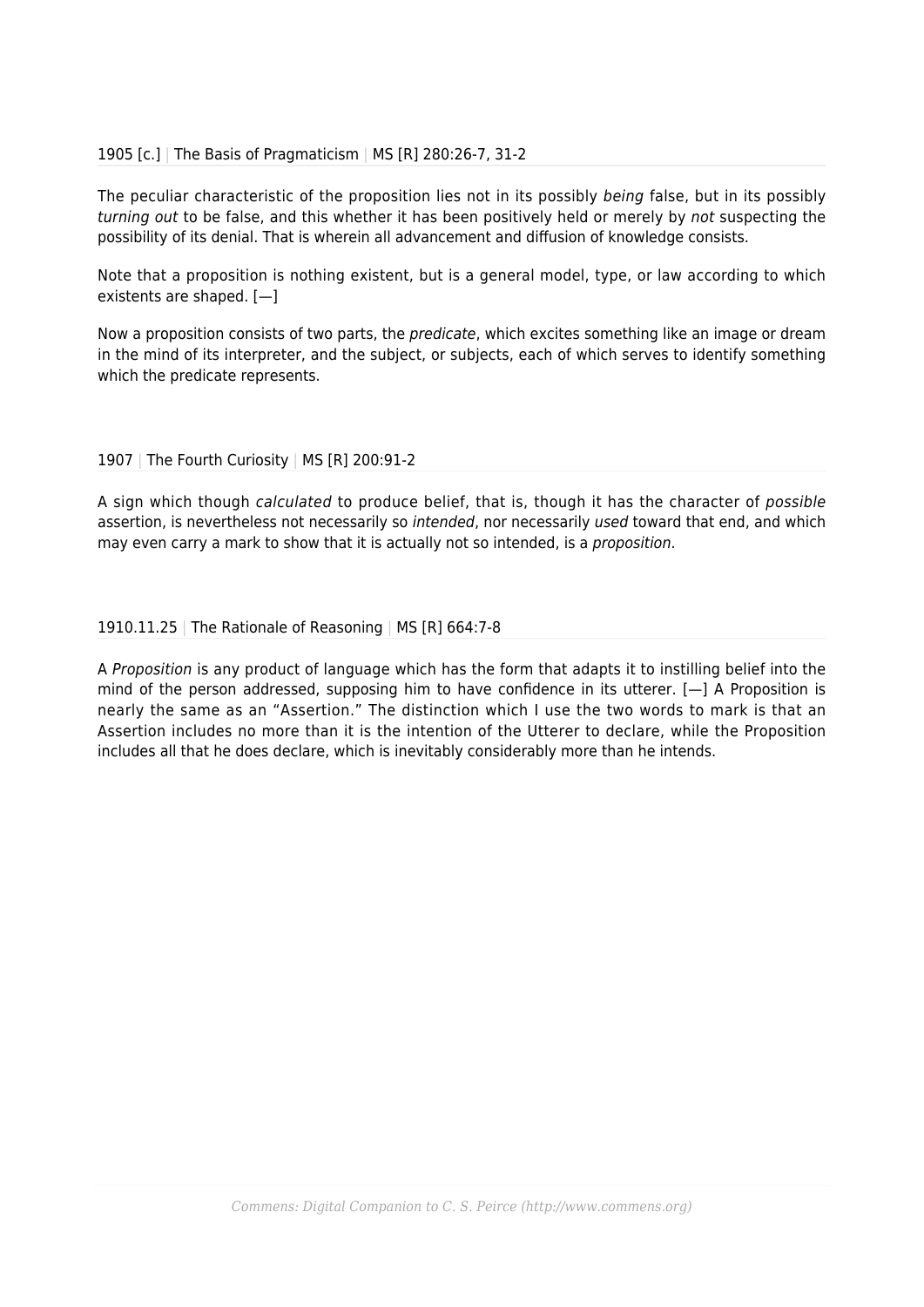1905 [c.] | The Basis of Pragmaticism | MS [R] 280:26-7, 31-2

The peculiar characteristic of the proposition lies not in its possibly *being* false, but in its possibly *turning out* to be false, and this whether it has been positively held or merely by *not* suspecting the possibility of its denial. That is wherein all advancement and diffusion of knowledge consists.

Note that a proposition is nothing existent, but is a general model, type, or law according to which existents are shaped. [—]

Now a proposition consists of two parts, the *predicate*, which excites something like an image or dream in the mind of its interpreter, and the subject, or subjects, each of which serves to identify something which the predicate represents.

1907 | The Fourth Curiosity | MS [R] 200:91-2

A sign which though *calculated* to produce belief, that is, though it has the character of *possible* assertion, is nevertheless not necessarily so *intended*, nor necessarily *used* toward that end, and which may even carry a mark to show that it is actually not so intended, is a *proposition*.

1910.11.25 | The Rationale of Reasoning | MS [R] 664:7-8

A *Proposition* is any product of language which has the form that adapts it to instilling belief into the mind of the person addressed, supposing him to have confidence in its utterer. [—] A Proposition is nearly the same as an "Assertion." The distinction which I use the two words to mark is that an Assertion includes no more than it is the intention of the Utterer to declare, while the Proposition includes all that he does declare, which is inevitably considerably more than he intends.